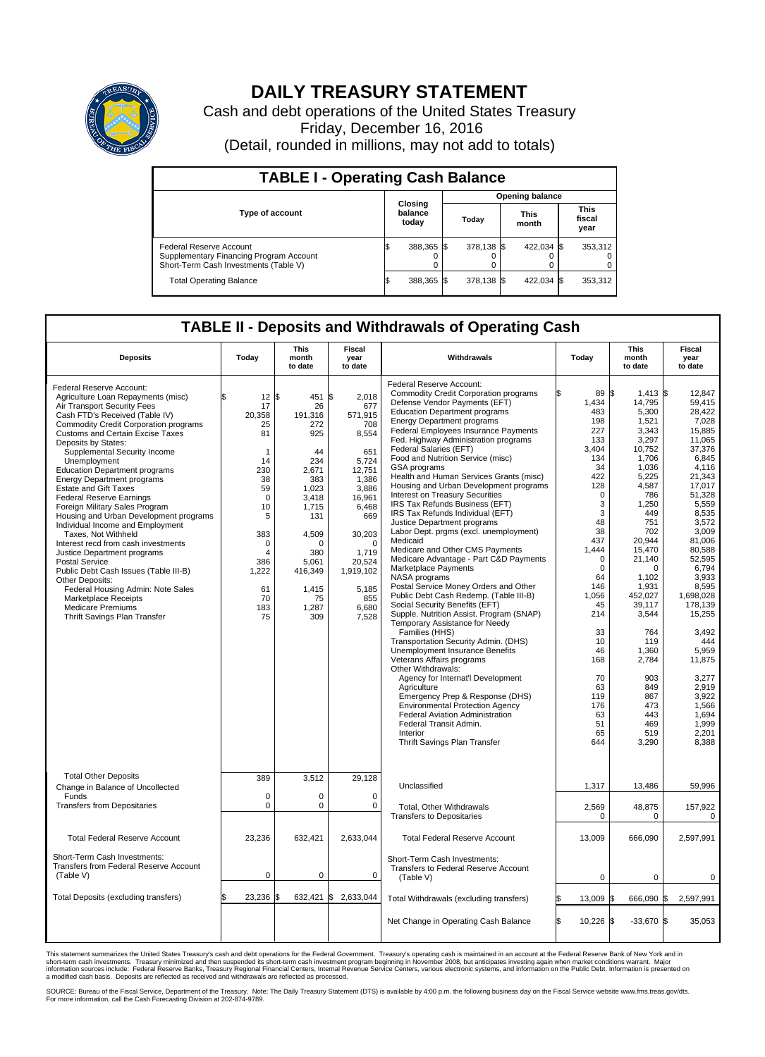# DAILY TREASURY STATEMENT

Cash and debt operations of the United States Treasury

Friday, December 16, 2016

(Detail, rounded in millions, may not add to totals)

## TABLE I - Operating Cash Balance

| Type of account | Closing balance today | Opening balance Today | Opening balance This month | Opening balance This fiscal year |
|---|---|---|---|---|
| Federal Reserve Account | $ 388,365 | $ 378,138 | $ 422,034 | $ 353,312 |
| Supplementary Financing Program Account | 0 | 0 | 0 | 0 |
| Short-Term Cash Investments (Table V) | 0 | 0 | 0 | 0 |
| Total Operating Balance | $ 388,365 | $ 378,138 | $ 422,034 | $ 353,312 |

## TABLE II - Deposits and Withdrawals of Operating Cash

| Deposits | Today | This month to date | Fiscal year to date |
|---|---|---|---|
| Federal Reserve Account: | | | |
| Agriculture Loan Repayments (misc) | $ 12 | $ 451 | $ 2,018 |
| Air Transport Security Fees | 17 | 26 | 677 |
| Cash FTD's Received (Table IV) | 20,358 | 191,316 | 571,915 |
| Commodity Credit Corporation programs | 25 | 272 | 708 |
| Customs and Certain Excise Taxes | 81 | 925 | 8,554 |
| Deposits by States: | | | |
| Supplemental Security Income | 1 | 44 | 651 |
| Unemployment | 14 | 234 | 5,724 |
| Education Department programs | 230 | 2,671 | 12,751 |
| Energy Department programs | 38 | 383 | 1,386 |
| Estate and Gift Taxes | 59 | 1,023 | 3,886 |
| Federal Reserve Earnings | 0 | 3,418 | 16,961 |
| Foreign Military Sales Program | 10 | 1,715 | 6,468 |
| Housing and Urban Development programs | 5 | 131 | 669 |
| Individual Income and Employment Taxes, Not Withheld | 383 | 4,509 | 30,203 |
| Interest recd from cash investments | 0 | 0 | 0 |
| Justice Department programs | 4 | 380 | 1,719 |
| Postal Service | 386 | 5,061 | 20,524 |
| Public Debt Cash Issues (Table III-B) | 1,222 | 416,349 | 1,919,102 |
| Other Deposits: | | | |
| Federal Housing Admin: Note Sales | 61 | 1,415 | 5,185 |
| Marketplace Receipts | 70 | 75 | 855 |
| Medicare Premiums | 183 | 1,287 | 6,680 |
| Thrift Savings Plan Transfer | 75 | 309 | 7,528 |
| Total Other Deposits | 389 | 3,512 | 29,128 |
| Change in Balance of Uncollected Funds | 0 | 0 | 0 |
| Transfers from Depositaries | 0 | 0 | 0 |
| Total Federal Reserve Account | 23,236 | 632,421 | 2,633,044 |
| Short-Term Cash Investments: Transfers from Federal Reserve Account (Table V) | 0 | 0 | 0 |
| Total Deposits (excluding transfers) | $ 23,236 | $ 632,421 | $ 2,633,044 |

| Withdrawals | Today | This month to date | Fiscal year to date |
|---|---|---|---|
| Federal Reserve Account: | | | |
| Commodity Credit Corporation programs | $ 89 | $ 1,413 | $ 12,847 |
| Defense Vendor Payments (EFT) | 1,434 | 14,795 | 59,415 |
| Education Department programs | 483 | 5,300 | 28,422 |
| Energy Department programs | 198 | 1,521 | 7,028 |
| Federal Employees Insurance Payments | 227 | 3,343 | 15,885 |
| Fed. Highway Administration programs | 133 | 3,297 | 11,065 |
| Federal Salaries (EFT) | 3,404 | 10,752 | 37,376 |
| Food and Nutrition Service (misc) | 134 | 1,706 | 6,845 |
| GSA programs | 34 | 1,036 | 4,116 |
| Health and Human Services Grants (misc) | 422 | 5,225 | 21,343 |
| Housing and Urban Development programs | 128 | 4,587 | 17,017 |
| Interest on Treasury Securities | 0 | 786 | 51,328 |
| IRS Tax Refunds Business (EFT) | 3 | 1,250 | 5,559 |
| IRS Tax Refunds Individual (EFT) | 3 | 449 | 8,535 |
| Justice Department programs | 48 | 751 | 3,572 |
| Labor Dept. prgms (excl. unemployment) | 38 | 702 | 3,009 |
| Medicaid | 437 | 20,944 | 81,006 |
| Medicare and Other CMS Payments | 1,444 | 15,470 | 80,588 |
| Medicare Advantage - Part C&D Payments | 0 | 21,140 | 52,595 |
| Marketplace Payments | 0 | 0 | 6,794 |
| NASA programs | 64 | 1,102 | 3,933 |
| Postal Service Money Orders and Other | 146 | 1,931 | 8,595 |
| Public Debt Cash Redemp. (Table III-B) | 1,056 | 452,027 | 1,698,028 |
| Social Security Benefits (EFT) | 45 | 39,117 | 178,139 |
| Supple. Nutrition Assist. Program (SNAP) | 214 | 3,544 | 15,255 |
| Temporary Assistance for Needy Families (HHS) | 33 | 764 | 3,492 |
| Transportation Security Admin. (DHS) | 10 | 119 | 444 |
| Unemployment Insurance Benefits | 46 | 1,360 | 5,959 |
| Veterans Affairs programs | 168 | 2,784 | 11,875 |
| Other Withdrawals: | | | |
| Agency for Internat'l Development | 70 | 903 | 3,277 |
| Agriculture | 63 | 849 | 2,919 |
| Emergency Prep & Response (DHS) | 119 | 867 | 3,922 |
| Environmental Protection Agency | 176 | 473 | 1,566 |
| Federal Aviation Administration | 63 | 443 | 1,694 |
| Federal Transit Admin. | 51 | 469 | 1,999 |
| Interior | 65 | 519 | 2,201 |
| Thrift Savings Plan Transfer | 644 | 3,290 | 8,388 |
| Unclassified | 1,317 | 13,486 | 59,996 |
| Total, Other Withdrawals | 2,569 | 48,875 | 157,922 |
| Transfers to Depositaries | 0 | 0 | 0 |
| Total Federal Reserve Account | 13,009 | 666,090 | 2,597,991 |
| Short-Term Cash Investments: Transfers to Federal Reserve Account (Table V) | 0 | 0 | 0 |
| Total Withdrawals (excluding transfers) | $ 13,009 | $ 666,090 | $ 2,597,991 |
| Net Change in Operating Cash Balance | $ 10,226 | $ -33,670 | $ 35,053 |

This statement summarizes the United States Treasury's cash and debt operations for the Federal Government. Treasury's operating cash is maintained in an account at the Federal Reserve Bank of New York and in short-term cash investments. Treasury minimized and then suspended its short-term cash investment program beginning in November 2008, but anticipates investing again when market conditions warrant. Major information sources include: Federal Reserve Banks, Treasury Regional Financial Centers, Internal Revenue Service Centers, various electronic systems, and information on the Public Debt. Information is presented on a modified cash basis. Deposits are reflected as received and withdrawals are reflected as processed.

SOURCE: Bureau of the Fiscal Service, Department of the Treasury. Note: The Daily Treasury Statement (DTS) is available by 4:00 p.m. the following business day on the Fiscal Service website www.fms.treas.gov/dts. For more information, call the Cash Forecasting Division at 202-874-9789.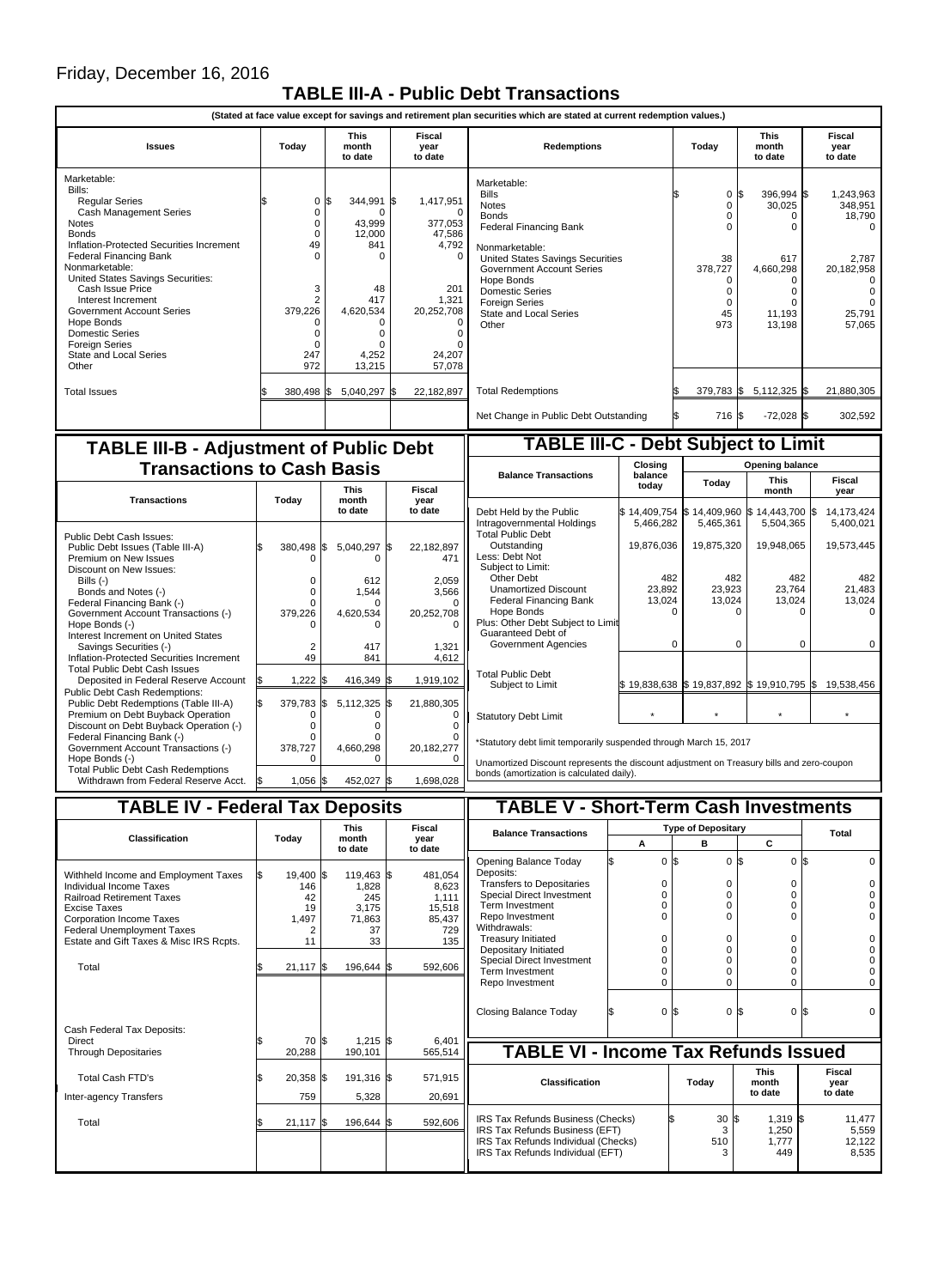Friday, December 16, 2016

# TABLE III-A - Public Debt Transactions

(Stated at face value except for savings and retirement plan securities which are stated at current redemption values.)

| Issues | Today | This month to date | Fiscal year to date |
|---|---|---|---|
| Marketable: | | | |
| Bills: | | | |
| Regular Series | $ 0 | $ 344,991 | $ 1,417,951 |
| Cash Management Series | 0 | 0 | 0 |
| Notes | 0 | 43,999 | 377,053 |
| Bonds | 0 | 12,000 | 47,586 |
| Inflation-Protected Securities Increment | 49 | 841 | 4,792 |
| Federal Financing Bank | 0 | 0 | 0 |
| Nonmarketable: | | | |
| United States Savings Securities: | | | |
| Cash Issue Price | 3 | 48 | 201 |
| Interest Increment | 2 | 417 | 1,321 |
| Government Account Series | 379,226 | 4,620,534 | 20,252,708 |
| Hope Bonds | 0 | 0 | 0 |
| Domestic Series | 0 | 0 | 0 |
| Foreign Series | 0 | 0 | 0 |
| State and Local Series | 247 | 4,252 | 24,207 |
| Other | 972 | 13,215 | 57,078 |
| Total Issues | $ 380,498 | $ 5,040,297 | $ 22,182,897 |

| Redemptions | Today | This month to date | Fiscal year to date |
|---|---|---|---|
| Marketable: | | | |
| Bills | $ 0 | $ 396,994 | $ 1,243,963 |
| Notes | 0 | 30,025 | 348,951 |
| Bonds | 0 | 0 | 18,790 |
| Federal Financing Bank | 0 | 0 | 0 |
| Nonmarketable: | | | |
| United States Savings Securities | 38 | 617 | 2,787 |
| Government Account Series | 378,727 | 4,660,298 | 20,182,958 |
| Hope Bonds | 0 | 0 | 0 |
| Domestic Series | 0 | 0 | 0 |
| Foreign Series | 0 | 0 | 0 |
| State and Local Series | 45 | 11,193 | 25,791 |
| Other | 973 | 13,198 | 57,065 |
| Total Redemptions | $ 379,783 | $ 5,112,325 | $ 21,880,305 |
| Net Change in Public Debt Outstanding | $ 716 | $ -72,028 | $ 302,592 |

# TABLE III-B - Adjustment of Public Debt Transactions to Cash Basis

| Transactions | Today | This month to date | Fiscal year to date |
|---|---|---|---|
| Public Debt Cash Issues: | | | |
| Public Debt Issues (Table III-A) | $ 380,498 | $ 5,040,297 | $ 22,182,897 |
| Premium on New Issues | 0 | 0 | 471 |
| Discount on New Issues: | | | |
| Bills (-) | 0 | 612 | 2,059 |
| Bonds and Notes (-) | 0 | 1,544 | 3,566 |
| Federal Financing Bank (-) | 0 | 0 | 0 |
| Government Account Transactions (-) | 379,226 | 4,620,534 | 20,252,708 |
| Hope Bonds (-) | 0 | 0 | 0 |
| Interest Increment on United States Savings Securities (-) | 2 | 417 | 1,321 |
| Inflation-Protected Securities Increment | 49 | 841 | 4,612 |
| Total Public Debt Cash Issues Deposited in Federal Reserve Account | $ 1,222 | $ 416,349 | $ 1,919,102 |
| Public Debt Cash Redemptions: | | | |
| Public Debt Redemptions (Table III-A) | $ 379,783 | $ 5,112,325 | $ 21,880,305 |
| Premium on Debt Buyback Operation | 0 | 0 | 0 |
| Discount on Debt Buyback Operation (-) | 0 | 0 | 0 |
| Federal Financing Bank (-) | 0 | 0 | 0 |
| Government Account Transactions (-) | 378,727 | 4,660,298 | 20,182,277 |
| Hope Bonds (-) | 0 | 0 | 0 |
| Total Public Debt Cash Redemptions Withdrawn from Federal Reserve Acct. | $ 1,056 | $ 452,027 | $ 1,698,028 |

# TABLE III-C - Debt Subject to Limit

| Balance Transactions | Closing balance today | Opening balance Today | Opening balance This month | Opening balance Fiscal year |
|---|---|---|---|---|
| Debt Held by the Public | $ 14,409,754 | $ 14,409,960 | $ 14,443,700 | $ 14,173,424 |
| Intragovernmental Holdings | 5,466,282 | 5,465,361 | 5,504,365 | 5,400,021 |
| Total Public Debt Outstanding | 19,876,036 | 19,875,320 | 19,948,065 | 19,573,445 |
| Less: Debt Not Subject to Limit: | | | | |
| Other Debt | 482 | 482 | 482 | 482 |
| Unamortized Discount | 23,892 | 23,923 | 23,764 | 21,483 |
| Federal Financing Bank | 13,024 | 13,024 | 13,024 | 13,024 |
| Hope Bonds | 0 | 0 | 0 | 0 |
| Plus: Other Debt Subject to Limit | | | | |
| Guaranteed Debt of Government Agencies | 0 | 0 | 0 | 0 |
| Total Public Debt Subject to Limit | $ 19,838,638 | $ 19,837,892 | $ 19,910,795 | $ 19,538,456 |
| Statutory Debt Limit | * | * | * | * |

*Statutory debt limit temporarily suspended through March 15, 2017

Unamortized Discount represents the discount adjustment on Treasury bills and zero-coupon bonds (amortization is calculated daily).

# TABLE IV - Federal Tax Deposits

| Classification | Today | This month to date | Fiscal year to date |
|---|---|---|---|
| Withheld Income and Employment Taxes | $ 19,400 | $ 119,463 | $ 481,054 |
| Individual Income Taxes | 146 | 1,828 | 8,623 |
| Railroad Retirement Taxes | 42 | 245 | 1,111 |
| Excise Taxes | 19 | 3,175 | 15,518 |
| Corporation Income Taxes | 1,497 | 71,863 | 85,437 |
| Federal Unemployment Taxes | 2 | 37 | 729 |
| Estate and Gift Taxes & Misc IRS Rcpts. | 11 | 33 | 135 |
| Total | $ 21,117 | $ 196,644 | $ 592,606 |
| Cash Federal Tax Deposits: | | | |
| Direct | $ 70 | $ 1,215 | $ 6,401 |
| Through Depositaries | 20,288 | 190,101 | 565,514 |
| Total Cash FTD's | $ 20,358 | $ 191,316 | $ 571,915 |
| Inter-agency Transfers | 759 | 5,328 | 20,691 |
| Total | $ 21,117 | $ 196,644 | $ 592,606 |

# TABLE V - Short-Term Cash Investments

| Balance Transactions | Type of Depositary A | Type of Depositary B | Type of Depositary C | Total |
|---|---|---|---|---|
| Opening Balance Today | $ 0 | $ 0 | $ 0 | $ 0 |
| Deposits: | | | | |
| Transfers to Depositaries | 0 | 0 | 0 | 0 |
| Special Direct Investment | 0 | 0 | 0 | 0 |
| Term Investment | 0 | 0 | 0 | 0 |
| Repo Investment | 0 | 0 | 0 | 0 |
| Withdrawals: | | | | |
| Treasury Initiated | 0 | 0 | 0 | 0 |
| Depositary Initiated | 0 | 0 | 0 | 0 |
| Special Direct Investment | 0 | 0 | 0 | 0 |
| Term Investment | 0 | 0 | 0 | 0 |
| Repo Investment | 0 | 0 | 0 | 0 |
| Closing Balance Today | $ 0 | $ 0 | $ 0 | $ 0 |

# TABLE VI - Income Tax Refunds Issued

| Classification | Today | This month to date | Fiscal year to date |
|---|---|---|---|
| IRS Tax Refunds Business (Checks) | $ 30 | $ 1,319 | $ 11,477 |
| IRS Tax Refunds Business (EFT) | 3 | 1,250 | 5,559 |
| IRS Tax Refunds Individual (Checks) | 510 | 1,777 | 12,122 |
| IRS Tax Refunds Individual (EFT) | 3 | 449 | 8,535 |